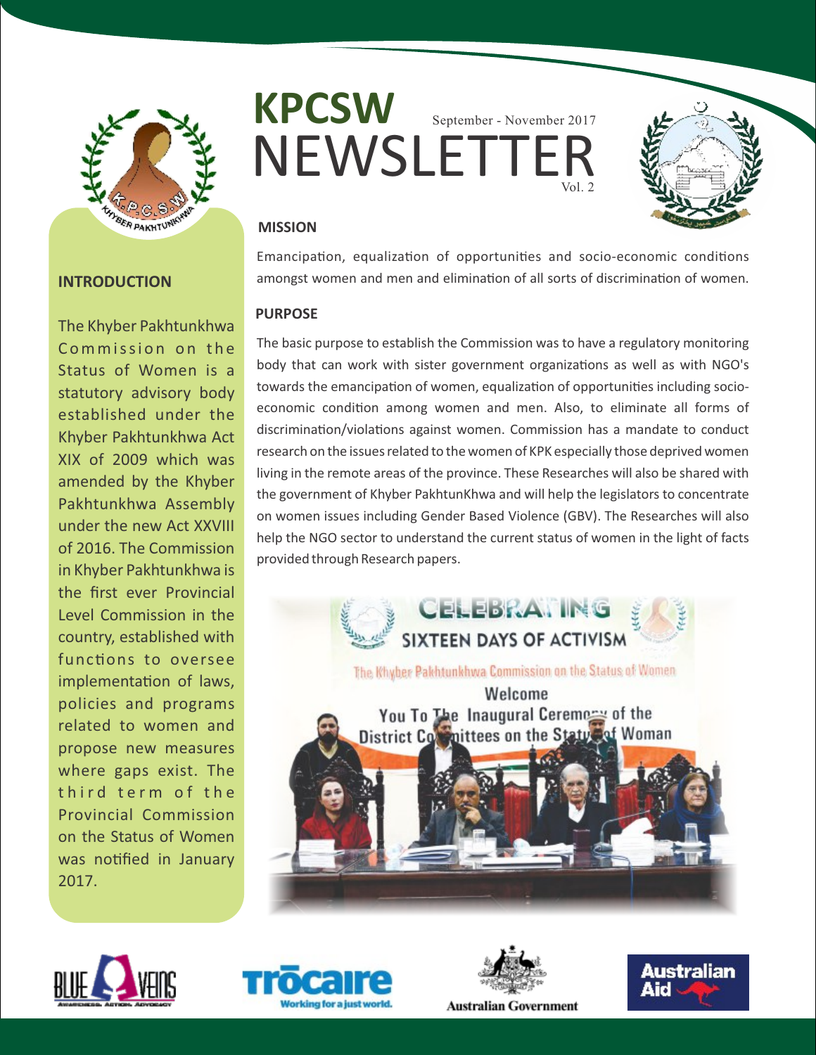# KPCSW NEWSLETTER

September - November 2017

Vol. 2

## INTRODUCTION

The Khyber Pakhtunkhwa Commission on the Status of Women is a statutory advisory body established under the Khyber Pakhtunkhwa Act XIX of 2009 which was amended by the Khyber Pakhtunkhwa Assembly under the new Act XXVIII of 2016. The Commission in Khyber Pakhtunkhwa is the first ever Provincial Level Commission in the country, established with functions to oversee implementation of laws, policies and programs related to women and propose new measures where gaps exist. The third term of the Provincial Commission on the Status of Women was notified in January 2017.

## MISSION

Emancipation, equalization of opportunities and socio-economic conditions amongst women and men and elimination of all sorts of discrimination of women.

## PURPOSE

The basic purpose to establish the Commission was to have a regulatory monitoring body that can work with sister government organizations as well as with NGO's towards the emancipation of women, equalization of opportunities including socio-economic condition among women and men. Also, to eliminate all forms of discrimination/violations against women. Commission has a mandate to conduct research on the issues related to the women of KPK especially those deprived women living in the remote areas of the province. These Researches will also be shared with the government of Khyber PakhtunKhwa and will help the legislators to concentrate on women issues including Gender Based Violence (GBV). The Researches will also help the NGO sector to understand the current status of women in the light of facts provided through Research papers.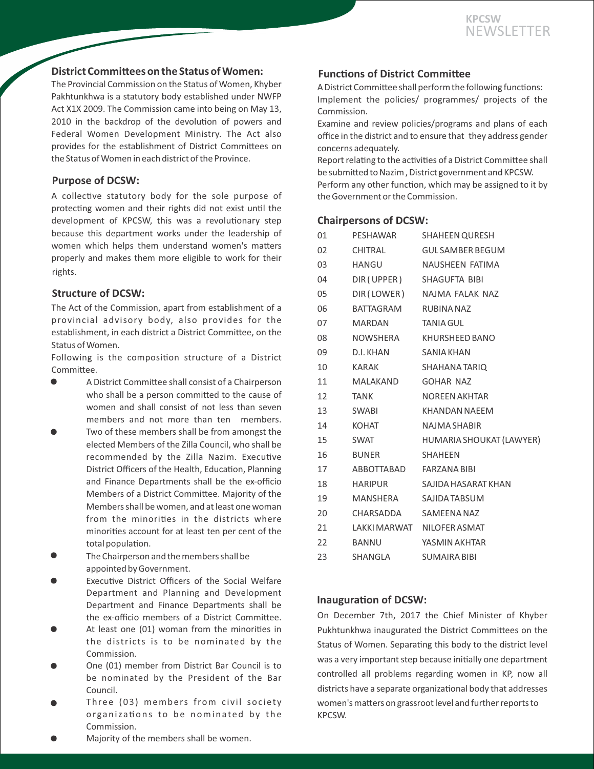## District Committees on the Status of Women:

The Provincial Commission on the Status of Women, Khyber Pakhtunkhwa is a statutory body established under NWFP Act X1X 2009. The Commission came into being on May 13, 2010 in the backdrop of the devolution of powers and Federal Women Development Ministry. The Act also provides for the establishment of District Committees on the Status of Women in each district of the Province.

## Purpose of DCSW:

A collective statutory body for the sole purpose of protecting women and their rights did not exist until the development of KPCSW, this was a revolutionary step because this department works under the leadership of women which helps them understand women's matters properly and makes them more eligible to work for their rights.

## Structure of DCSW:

The Act of the Commission, apart from establishment of a provincial advisory body, also provides for the establishment, in each district a District Committee, on the Status of Women.

Following is the composition structure of a District Committee.

- A District Committee shall consist of a Chairperson who shall be a person committed to the cause of women and shall consist of not less than seven members and not more than ten members.
- Two of these members shall be from amongst the elected Members of the Zilla Council, who shall be recommended by the Zilla Nazim. Executive District Officers of the Health, Education, Planning and Finance Departments shall be the ex-officio Members of a District Committee. Majority of the Members shall be women, and at least one woman from the minorities in the districts where minorities account for at least ten per cent of the total population.
- The Chairperson and the members shall be appointed by Government.
- Executive District Officers of the Social Welfare Department and Planning and Development Department and Finance Departments shall be the ex-officio members of a District Committee.
- At least one (01) woman from the minorities in the districts is to be nominated by the Commission.
- One (01) member from District Bar Council is to be nominated by the President of the Bar Council.
- Three (03) members from civil society organizations to be nominated by the Commission.
- Majority of the members shall be women.

## Functions of District Committee

A District Committee shall perform the following functions:

Implement the policies/ programmes/ projects of the Commission.

Examine and review policies/programs and plans of each office in the district and to ensure that they address gender concerns adequately.

Report relating to the activities of a District Committee shall be submitted to Nazim , District government and KPCSW.

Perform any other function, which may be assigned to it by the Government or the Commission.

## Chairpersons of DCSW:

| | | |
|---|---|---|
| 01 | PESHAWAR | SHAHEEN QURESH |
| 02 | CHITRAL | GUL SAMBER BEGUM |
| 03 | HANGU | NAUSHEEN FATIMA |
| 04 | DIR ( UPPER ) | SHAGUFTA BIBI |
| 05 | DIR ( LOWER ) | NAJMA FALAK NAZ |
| 06 | BATTAGRAM | RUBINA NAZ |
| 07 | MARDAN | TANIA GUL |
| 08 | NOWSHERA | KHURSHEED BANO |
| 09 | D.I. KHAN | SANIA KHAN |
| 10 | KARAK | SHAHANA TARIQ |
| 11 | MALAKAND | GOHAR NAZ |
| 12 | TANK | NOREEN AKHTAR |
| 13 | SWABI | KHANDAN NAEEM |
| 14 | KOHAT | NAJMA SHABIR |
| 15 | SWAT | HUMARIA SHOUKAT (LAWYER) |
| 16 | BUNER | SHAHEEN |
| 17 | ABBOTTABAD | FARZANA BIBI |
| 18 | HARIPUR | SAJIDA HASARAT KHAN |
| 19 | MANSHERA | SAJIDA TABSUM |
| 20 | CHARSADDA | SAMEENA NAZ |
| 21 | LAKKI MARWAT | NILOFER ASMAT |
| 22 | BANNU | YASMIN AKHTAR |
| 23 | SHANGLA | SUMAIRA BIBI |

## Inauguration of DCSW:

On December 7th, 2017 the Chief Minister of Khyber Pukhtunkhwa inaugurated the District Committees on the Status of Women. Separating this body to the district level was a very important step because initially one department controlled all problems regarding women in KP, now all districts have a separate organizational body that addresses women's matters on grassroot level and further reports to KPCSW.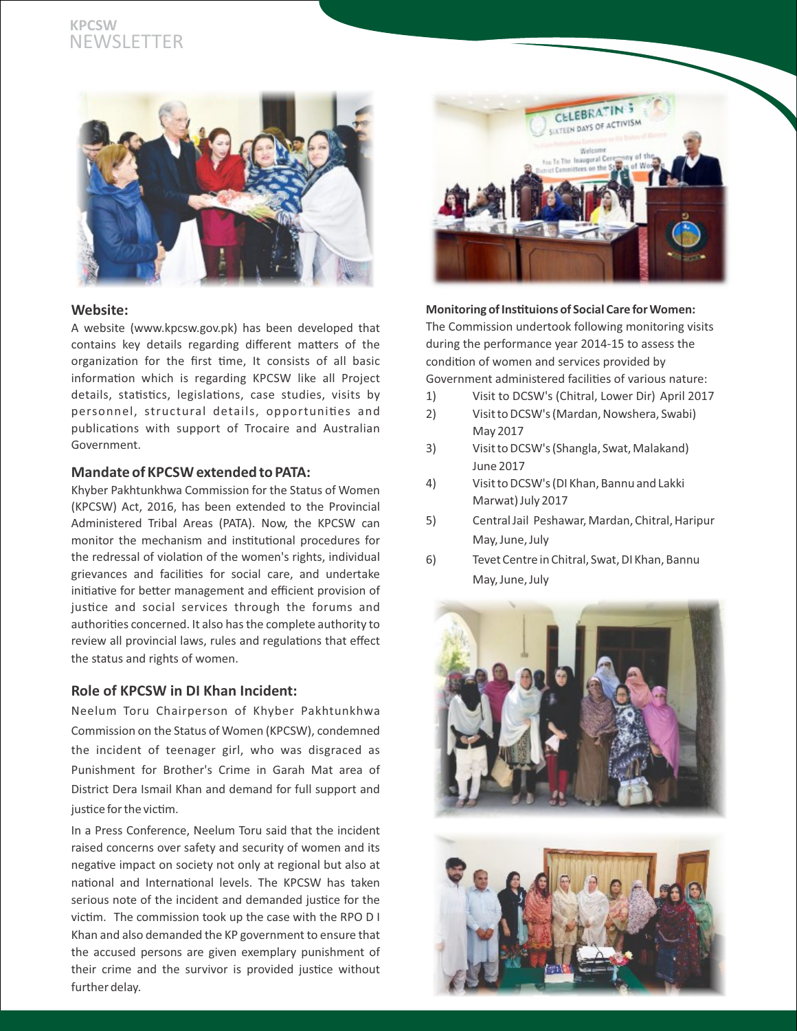## Website:

A website (www.kpcsw.gov.pk) has been developed that contains key details regarding different matters of the organization for the first time, It consists of all basic information which is regarding KPCSW like all Project details, statistics, legislations, case studies, visits by personnel, structural details, opportunities and publications with support of Trocaire and Australian Government.

## Mandate of KPCSW extended to PATA:

Khyber Pakhtunkhwa Commission for the Status of Women (KPCSW) Act, 2016, has been extended to the Provincial Administered Tribal Areas (PATA). Now, the KPCSW can monitor the mechanism and institutional procedures for the redressal of violation of the women's rights, individual grievances and facilities for social care, and undertake initiative for better management and efficient provision of justice and social services through the forums and authorities concerned. It also has the complete authority to review all provincial laws, rules and regulations that effect the status and rights of women.

## Role of KPCSW in DI Khan Incident:

Neelum Toru Chairperson of Khyber Pakhtunkhwa Commission on the Status of Women (KPCSW), condemned the incident of teenager girl, who was disgraced as Punishment for Brother's Crime in Garah Mat area of District Dera Ismail Khan and demand for full support and justice for the victim.

In a Press Conference, Neelum Toru said that the incident raised concerns over safety and security of women and its negative impact on society not only at regional but also at national and International levels. The KPCSW has taken serious note of the incident and demanded justice for the victim. The commission took up the case with the RPO D I Khan and also demanded the KP government to ensure that the accused persons are given exemplary punishment of their crime and the survivor is provided justice without further delay.

**Monitoring of Instituions of Social Care for Women:**

The Commission undertook following monitoring visits during the performance year 2014-15 to assess the condition of women and services provided by Government administered facilities of various nature:

1) Visit to DCSW's (Chitral, Lower Dir) April 2017
2) Visit to DCSW's (Mardan, Nowshera, Swabi) May 2017
3) Visit to DCSW's (Shangla, Swat, Malakand) June 2017
4) Visit to DCSW's (DI Khan, Bannu and Lakki Marwat) July 2017
5) Central Jail Peshawar, Mardan, Chitral, Haripur May, June, July
6) Tevet Centre in Chitral, Swat, DI Khan, Bannu May, June, July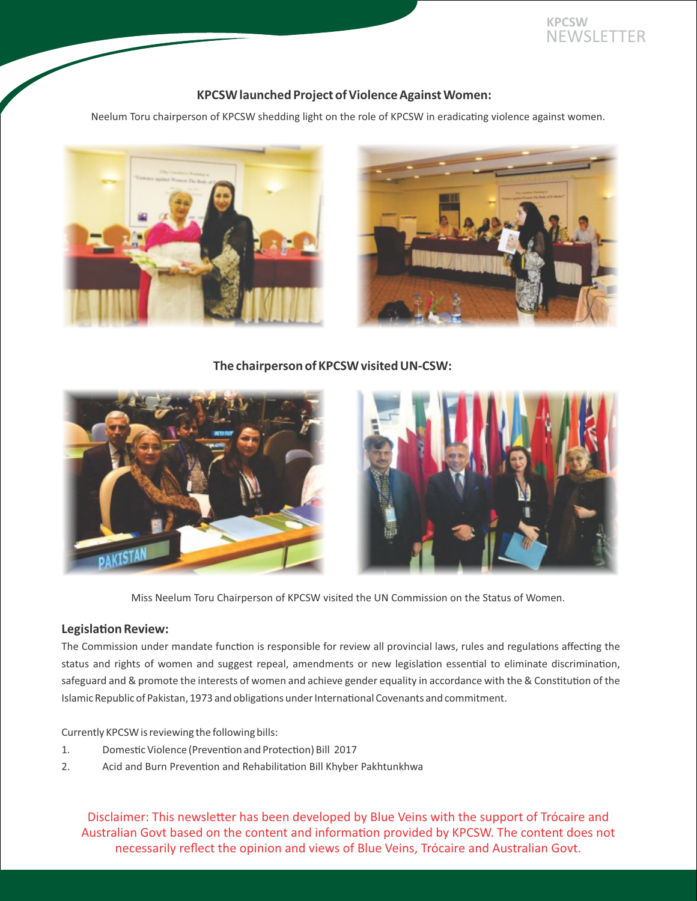### KPCSW launched Project of Violence Against Women:

Neelum Toru chairperson of KPCSW shedding light on the role of KPCSW in eradicating violence against women.

### The chairperson of KPCSW visited UN-CSW:

Miss Neelum Toru Chairperson of KPCSW visited the UN Commission on the Status of Women.

### Legislation Review:

The Commission under mandate function is responsible for review all provincial laws, rules and regulations affecting the status and rights of women and suggest repeal, amendments or new legislation essential to eliminate discrimination, safeguard and & promote the interests of women and achieve gender equality in accordance with the & Constitution of the Islamic Republic of Pakistan, 1973 and obligations under International Covenants and commitment.

Currently KPCSW is reviewing the following bills:

1. Domestic Violence (Prevention and Protection) Bill 2017
2. Acid and Burn Prevention and Rehabilitation Bill Khyber Pakhtunkhwa

Disclaimer: This newsletter has been developed by Blue Veins with the support of Trócaire and Australian Govt based on the content and information provided by KPCSW. The content does not necessarily reflect the opinion and views of Blue Veins, Trócaire and Australian Govt.